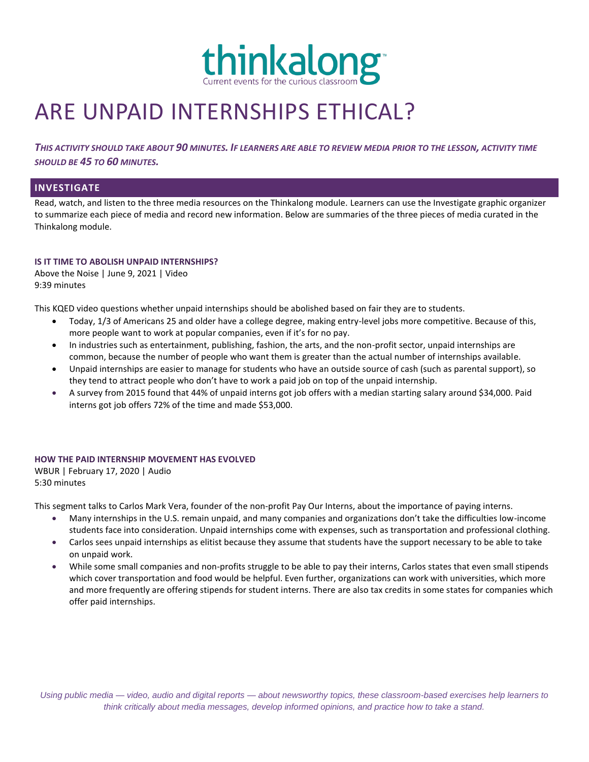thinkalong™

Current events for the curious classroom

# ARE UNPAID INTERNSHIPS ETHICAL?

***THIS ACTIVITY SHOULD TAKE ABOUT 90 MINUTES. IF LEARNERS ARE ABLE TO REVIEW MEDIA PRIOR TO THE LESSON, ACTIVITY TIME SHOULD BE 45 TO 60 MINUTES.***

## INVESTIGATE

Read, watch, and listen to the three media resources on the Thinkalong module. Learners can use the Investigate graphic organizer to summarize each piece of media and record new information. Below are summaries of the three pieces of media curated in the Thinkalong module.

### IS IT TIME TO ABOLISH UNPAID INTERNSHIPS?

Above the Noise | June 9, 2021 | Video
9:39 minutes

This KQED video questions whether unpaid internships should be abolished based on fair they are to students.

- Today, 1/3 of Americans 25 and older have a college degree, making entry-level jobs more competitive. Because of this, more people want to work at popular companies, even if it's for no pay.
- In industries such as entertainment, publishing, fashion, the arts, and the non-profit sector, unpaid internships are common, because the number of people who want them is greater than the actual number of internships available.
- Unpaid internships are easier to manage for students who have an outside source of cash (such as parental support), so they tend to attract people who don't have to work a paid job on top of the unpaid internship.
- A survey from 2015 found that 44% of unpaid interns got job offers with a median starting salary around $34,000. Paid interns got job offers 72% of the time and made $53,000.

### HOW THE PAID INTERNSHIP MOVEMENT HAS EVOLVED

WBUR | February 17, 2020 | Audio
5:30 minutes

This segment talks to Carlos Mark Vera, founder of the non-profit Pay Our Interns, about the importance of paying interns.

- Many internships in the U.S. remain unpaid, and many companies and organizations don't take the difficulties low-income students face into consideration. Unpaid internships come with expenses, such as transportation and professional clothing.
- Carlos sees unpaid internships as elitist because they assume that students have the support necessary to be able to take on unpaid work.
- While some small companies and non-profits struggle to be able to pay their interns, Carlos states that even small stipends which cover transportation and food would be helpful. Even further, organizations can work with universities, which more and more frequently are offering stipends for student interns. There are also tax credits in some states for companies which offer paid internships.

*Using public media — video, audio and digital reports — about newsworthy topics, these classroom-based exercises help learners to think critically about media messages, develop informed opinions, and practice how to take a stand.*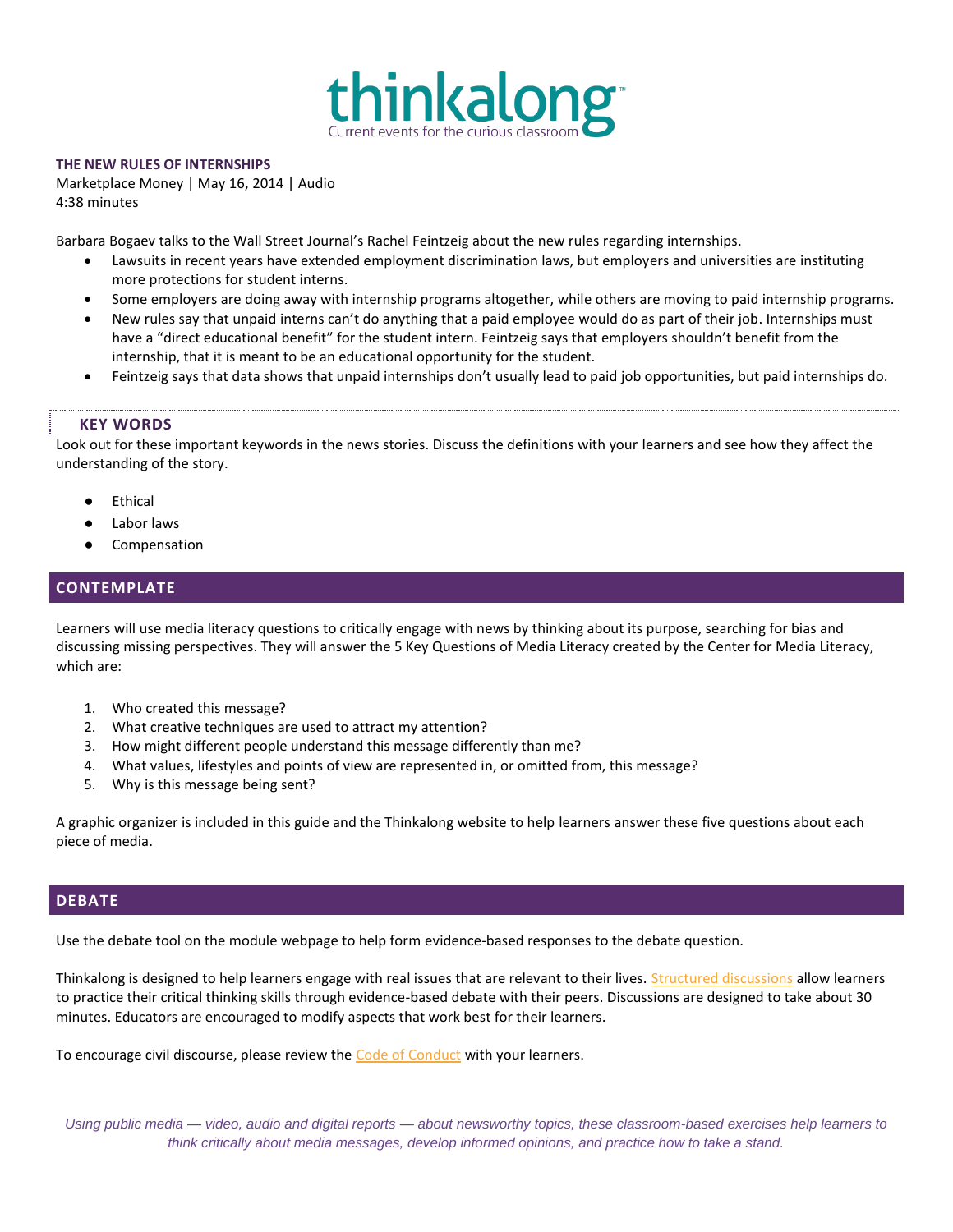# thinkalong

Current events for the curious classroom

**THE NEW RULES OF INTERNSHIPS**

Marketplace Money | May 16, 2014 | Audio
4:38 minutes

Barbara Bogaev talks to the Wall Street Journal's Rachel Feintzeig about the new rules regarding internships.

- Lawsuits in recent years have extended employment discrimination laws, but employers and universities are instituting more protections for student interns.
- Some employers are doing away with internship programs altogether, while others are moving to paid internship programs.
- New rules say that unpaid interns can't do anything that a paid employee would do as part of their job. Internships must have a "direct educational benefit" for the student intern. Feintzeig says that employers shouldn't benefit from the internship, that it is meant to be an educational opportunity for the student.
- Feintzeig says that data shows that unpaid internships don't usually lead to paid job opportunities, but paid internships do.

## KEY WORDS

Look out for these important keywords in the news stories. Discuss the definitions with your learners and see how they affect the understanding of the story.

- Ethical
- Labor laws
- Compensation

## CONTEMPLATE

Learners will use media literacy questions to critically engage with news by thinking about its purpose, searching for bias and discussing missing perspectives. They will answer the 5 Key Questions of Media Literacy created by the Center for Media Literacy, which are:

1. Who created this message?
2. What creative techniques are used to attract my attention?
3. How might different people understand this message differently than me?
4. What values, lifestyles and points of view are represented in, or omitted from, this message?
5. Why is this message being sent?

A graphic organizer is included in this guide and the Thinkalong website to help learners answer these five questions about each piece of media.

## DEBATE

Use the debate tool on the module webpage to help form evidence-based responses to the debate question.

Thinkalong is designed to help learners engage with real issues that are relevant to their lives. Structured discussions allow learners to practice their critical thinking skills through evidence-based debate with their peers. Discussions are designed to take about 30 minutes. Educators are encouraged to modify aspects that work best for their learners.

To encourage civil discourse, please review the Code of Conduct with your learners.

*Using public media — video, audio and digital reports — about newsworthy topics, these classroom-based exercises help learners to think critically about media messages, develop informed opinions, and practice how to take a stand.*